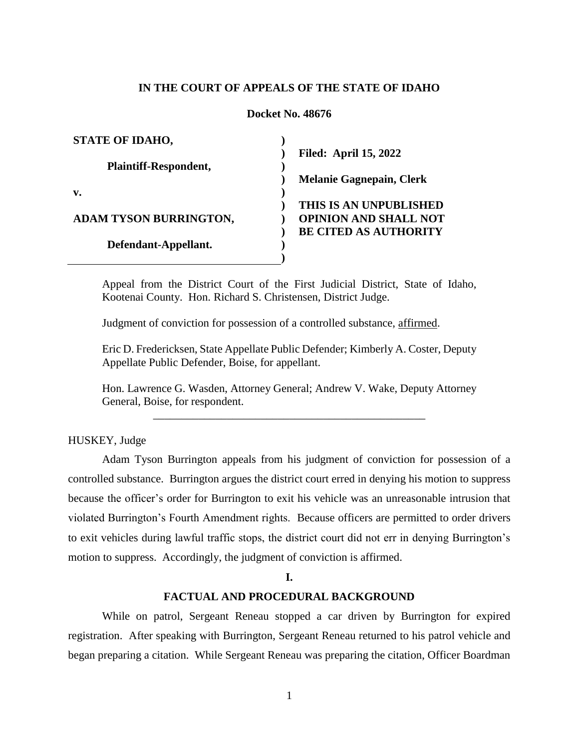**IN THE COURT OF APPEALS OF THE STATE OF IDAHO**

**Docket No. 48676**

| | | |
|---|---|---|
| **STATE OF IDAHO,** | **)** | |
| | **)** | **Filed: April 15, 2022** |
| **Plaintiff-Respondent,** | **)** | |
| | **)** | **Melanie Gagnepain, Clerk** |
| **v.** | **)** | |
| | **)** | **THIS IS AN UNPUBLISHED** |
| **ADAM TYSON BURRINGTON,** | **)** | **OPINION AND SHALL NOT** |
| | **)** | **BE CITED AS AUTHORITY** |
| **Defendant-Appellant.** | **)** | |
| | **)** | |

Appeal from the District Court of the First Judicial District, State of Idaho, Kootenai County. Hon. Richard S. Christensen, District Judge.

Judgment of conviction for possession of a controlled substance, affirmed.

Eric D. Fredericksen, State Appellate Public Defender; Kimberly A. Coster, Deputy Appellate Public Defender, Boise, for appellant.

Hon. Lawrence G. Wasden, Attorney General; Andrew V. Wake, Deputy Attorney General, Boise, for respondent.

---

HUSKEY, Judge

Adam Tyson Burrington appeals from his judgment of conviction for possession of a controlled substance. Burrington argues the district court erred in denying his motion to suppress because the officer's order for Burrington to exit his vehicle was an unreasonable intrusion that violated Burrington's Fourth Amendment rights. Because officers are permitted to order drivers to exit vehicles during lawful traffic stops, the district court did not err in denying Burrington's motion to suppress. Accordingly, the judgment of conviction is affirmed.

## I.

## FACTUAL AND PROCEDURAL BACKGROUND

While on patrol, Sergeant Reneau stopped a car driven by Burrington for expired registration. After speaking with Burrington, Sergeant Reneau returned to his patrol vehicle and began preparing a citation. While Sergeant Reneau was preparing the citation, Officer Boardman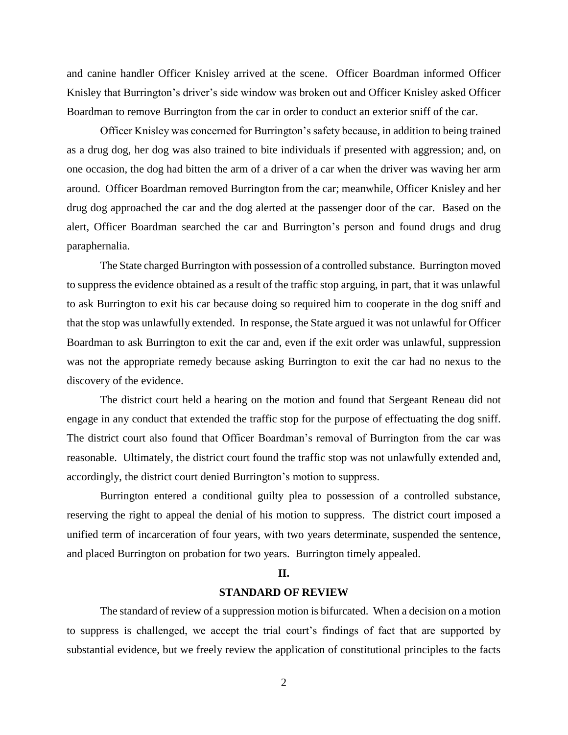and canine handler Officer Knisley arrived at the scene. Officer Boardman informed Officer Knisley that Burrington's driver's side window was broken out and Officer Knisley asked Officer Boardman to remove Burrington from the car in order to conduct an exterior sniff of the car.

Officer Knisley was concerned for Burrington's safety because, in addition to being trained as a drug dog, her dog was also trained to bite individuals if presented with aggression; and, on one occasion, the dog had bitten the arm of a driver of a car when the driver was waving her arm around. Officer Boardman removed Burrington from the car; meanwhile, Officer Knisley and her drug dog approached the car and the dog alerted at the passenger door of the car. Based on the alert, Officer Boardman searched the car and Burrington's person and found drugs and drug paraphernalia.

The State charged Burrington with possession of a controlled substance. Burrington moved to suppress the evidence obtained as a result of the traffic stop arguing, in part, that it was unlawful to ask Burrington to exit his car because doing so required him to cooperate in the dog sniff and that the stop was unlawfully extended. In response, the State argued it was not unlawful for Officer Boardman to ask Burrington to exit the car and, even if the exit order was unlawful, suppression was not the appropriate remedy because asking Burrington to exit the car had no nexus to the discovery of the evidence.

The district court held a hearing on the motion and found that Sergeant Reneau did not engage in any conduct that extended the traffic stop for the purpose of effectuating the dog sniff. The district court also found that Officer Boardman's removal of Burrington from the car was reasonable. Ultimately, the district court found the traffic stop was not unlawfully extended and, accordingly, the district court denied Burrington's motion to suppress.

Burrington entered a conditional guilty plea to possession of a controlled substance, reserving the right to appeal the denial of his motion to suppress. The district court imposed a unified term of incarceration of four years, with two years determinate, suspended the sentence, and placed Burrington on probation for two years. Burrington timely appealed.

## II.

## STANDARD OF REVIEW

The standard of review of a suppression motion is bifurcated. When a decision on a motion to suppress is challenged, we accept the trial court's findings of fact that are supported by substantial evidence, but we freely review the application of constitutional principles to the facts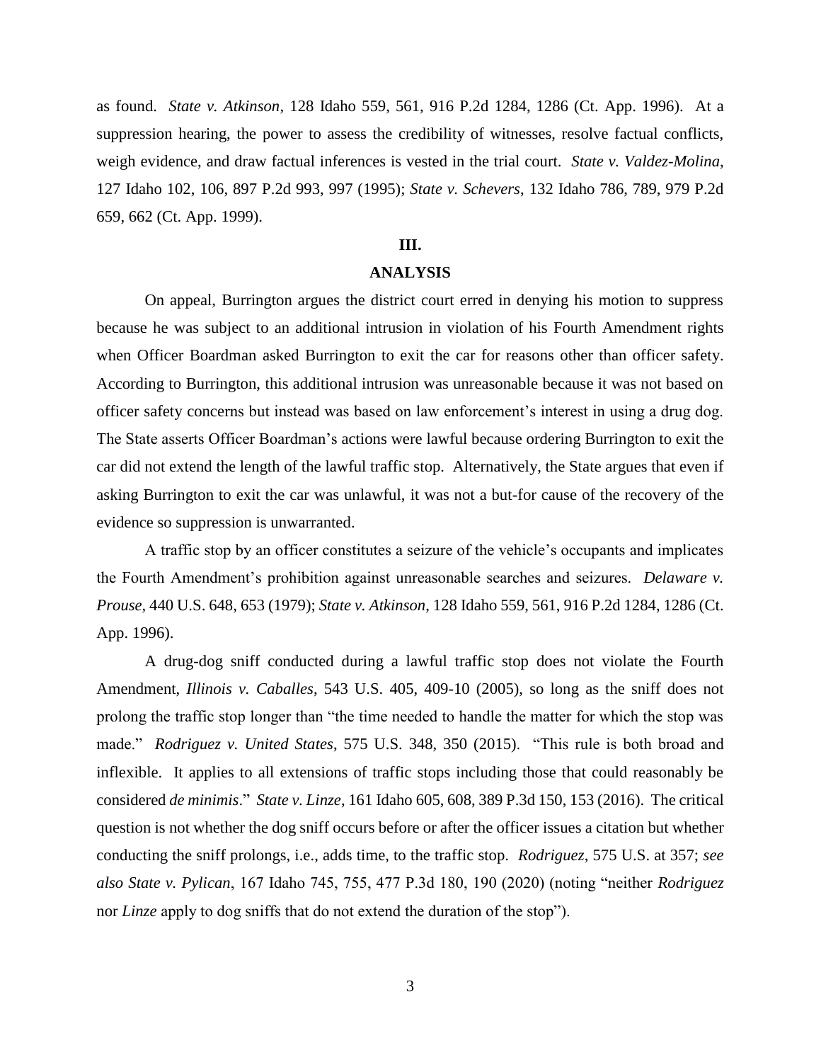as found. *State v. Atkinson*, 128 Idaho 559, 561, 916 P.2d 1284, 1286 (Ct. App. 1996). At a suppression hearing, the power to assess the credibility of witnesses, resolve factual conflicts, weigh evidence, and draw factual inferences is vested in the trial court. *State v. Valdez-Molina*, 127 Idaho 102, 106, 897 P.2d 993, 997 (1995); *State v. Schevers*, 132 Idaho 786, 789, 979 P.2d 659, 662 (Ct. App. 1999).

## III.

## ANALYSIS

On appeal, Burrington argues the district court erred in denying his motion to suppress because he was subject to an additional intrusion in violation of his Fourth Amendment rights when Officer Boardman asked Burrington to exit the car for reasons other than officer safety. According to Burrington, this additional intrusion was unreasonable because it was not based on officer safety concerns but instead was based on law enforcement's interest in using a drug dog. The State asserts Officer Boardman's actions were lawful because ordering Burrington to exit the car did not extend the length of the lawful traffic stop. Alternatively, the State argues that even if asking Burrington to exit the car was unlawful, it was not a but-for cause of the recovery of the evidence so suppression is unwarranted.

A traffic stop by an officer constitutes a seizure of the vehicle's occupants and implicates the Fourth Amendment's prohibition against unreasonable searches and seizures. *Delaware v. Prouse*, 440 U.S. 648, 653 (1979); *State v. Atkinson*, 128 Idaho 559, 561, 916 P.2d 1284, 1286 (Ct. App. 1996).

A drug-dog sniff conducted during a lawful traffic stop does not violate the Fourth Amendment, *Illinois v. Caballes*, 543 U.S. 405, 409-10 (2005), so long as the sniff does not prolong the traffic stop longer than "the time needed to handle the matter for which the stop was made." *Rodriguez v. United States*, 575 U.S. 348, 350 (2015). "This rule is both broad and inflexible. It applies to all extensions of traffic stops including those that could reasonably be considered *de minimis*." *State v. Linze*, 161 Idaho 605, 608, 389 P.3d 150, 153 (2016). The critical question is not whether the dog sniff occurs before or after the officer issues a citation but whether conducting the sniff prolongs, i.e., adds time, to the traffic stop. *Rodriguez*, 575 U.S. at 357; *see also State v. Pylican*, 167 Idaho 745, 755, 477 P.3d 180, 190 (2020) (noting "neither *Rodriguez* nor *Linze* apply to dog sniffs that do not extend the duration of the stop").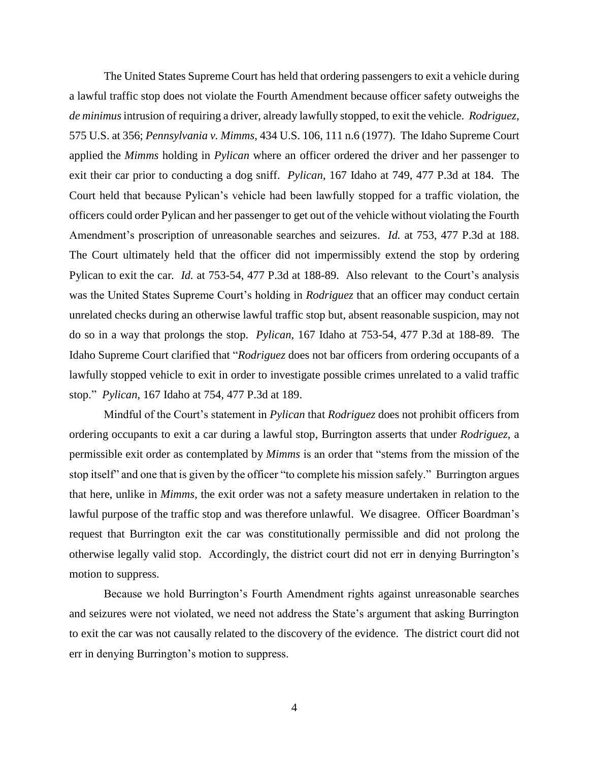The United States Supreme Court has held that ordering passengers to exit a vehicle during a lawful traffic stop does not violate the Fourth Amendment because officer safety outweighs the *de minimus* intrusion of requiring a driver, already lawfully stopped, to exit the vehicle. *Rodriguez*, 575 U.S. at 356; *Pennsylvania v. Mimms*, 434 U.S. 106, 111 n.6 (1977). The Idaho Supreme Court applied the *Mimms* holding in *Pylican* where an officer ordered the driver and her passenger to exit their car prior to conducting a dog sniff. *Pylican*, 167 Idaho at 749, 477 P.3d at 184. The Court held that because Pylican's vehicle had been lawfully stopped for a traffic violation, the officers could order Pylican and her passenger to get out of the vehicle without violating the Fourth Amendment's proscription of unreasonable searches and seizures. *Id.* at 753, 477 P.3d at 188. The Court ultimately held that the officer did not impermissibly extend the stop by ordering Pylican to exit the car. *Id.* at 753-54, 477 P.3d at 188-89. Also relevant to the Court's analysis was the United States Supreme Court's holding in *Rodriguez* that an officer may conduct certain unrelated checks during an otherwise lawful traffic stop but, absent reasonable suspicion, may not do so in a way that prolongs the stop. *Pylican*, 167 Idaho at 753-54, 477 P.3d at 188-89. The Idaho Supreme Court clarified that "*Rodriguez* does not bar officers from ordering occupants of a lawfully stopped vehicle to exit in order to investigate possible crimes unrelated to a valid traffic stop." *Pylican*, 167 Idaho at 754, 477 P.3d at 189.

Mindful of the Court's statement in *Pylican* that *Rodriguez* does not prohibit officers from ordering occupants to exit a car during a lawful stop, Burrington asserts that under *Rodriguez*, a permissible exit order as contemplated by *Mimms* is an order that "stems from the mission of the stop itself" and one that is given by the officer "to complete his mission safely." Burrington argues that here, unlike in *Mimms*, the exit order was not a safety measure undertaken in relation to the lawful purpose of the traffic stop and was therefore unlawful. We disagree. Officer Boardman's request that Burrington exit the car was constitutionally permissible and did not prolong the otherwise legally valid stop. Accordingly, the district court did not err in denying Burrington's motion to suppress.

Because we hold Burrington's Fourth Amendment rights against unreasonable searches and seizures were not violated, we need not address the State's argument that asking Burrington to exit the car was not causally related to the discovery of the evidence. The district court did not err in denying Burrington's motion to suppress.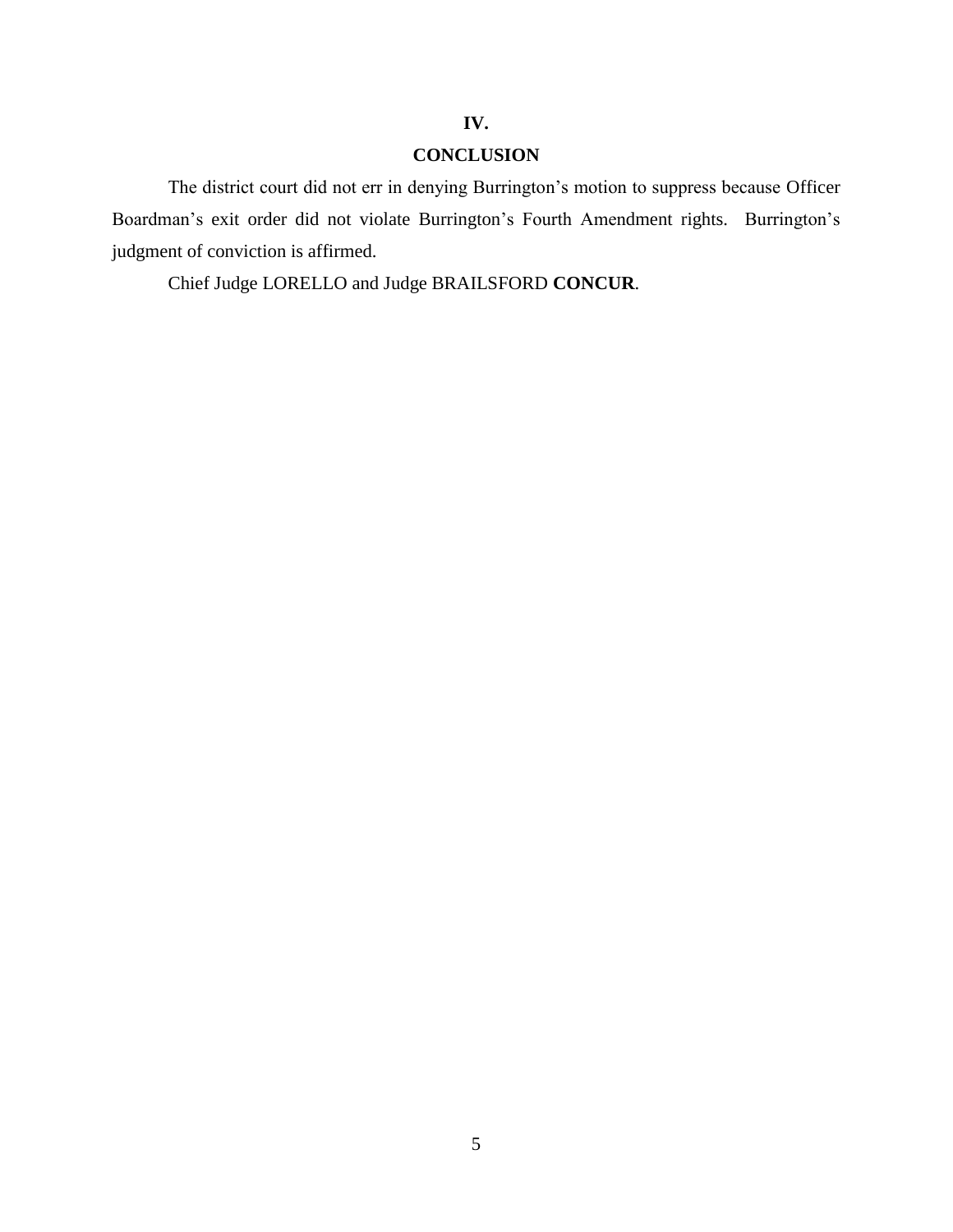## IV.

## CONCLUSION

The district court did not err in denying Burrington's motion to suppress because Officer Boardman's exit order did not violate Burrington's Fourth Amendment rights. Burrington's judgment of conviction is affirmed.

Chief Judge LORELLO and Judge BRAILSFORD **CONCUR**.